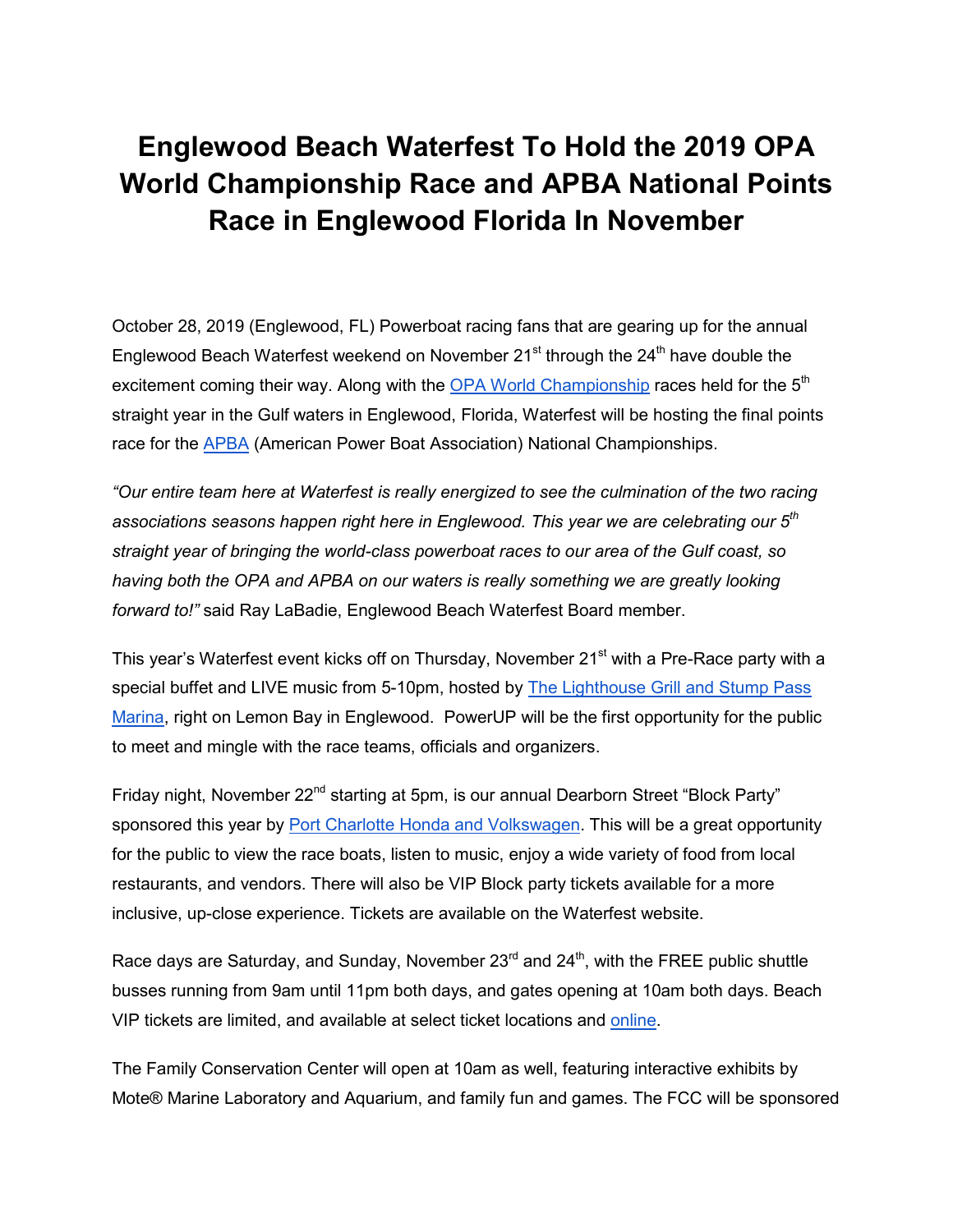# Englewood Beach Waterfest To Hold the 2019 OPA World Championship Race and APBA National Points Race in Englewood Florida In November

October 28, 2019 (Englewood, FL) Powerboat racing fans that are gearing up for the annual Englewood Beach Waterfest weekend on November 21st through the 24th have double the excitement coming their way. Along with the OPA World Championship races held for the 5th straight year in the Gulf waters in Englewood, Florida, Waterfest will be hosting the final points race for the APBA (American Power Boat Association) National Championships.

*"Our entire team here at Waterfest is really energized to see the culmination of the two racing associations seasons happen right here in Englewood. This year we are celebrating our 5th straight year of bringing the world-class powerboat races to our area of the Gulf coast, so having both the OPA and APBA on our waters is really something we are greatly looking forward to!"* said Ray LaBadie, Englewood Beach Waterfest Board member.

This year's Waterfest event kicks off on Thursday, November 21st with a Pre-Race party with a special buffet and LIVE music from 5-10pm, hosted by The Lighthouse Grill and Stump Pass Marina, right on Lemon Bay in Englewood. PowerUP will be the first opportunity for the public to meet and mingle with the race teams, officials and organizers.

Friday night, November 22nd starting at 5pm, is our annual Dearborn Street "Block Party" sponsored this year by Port Charlotte Honda and Volkswagen. This will be a great opportunity for the public to view the race boats, listen to music, enjoy a wide variety of food from local restaurants, and vendors. There will also be VIP Block party tickets available for a more inclusive, up-close experience. Tickets are available on the Waterfest website.

Race days are Saturday, and Sunday, November 23rd and 24th, with the FREE public shuttle busses running from 9am until 11pm both days, and gates opening at 10am both days. Beach VIP tickets are limited, and available at select ticket locations and online.

The Family Conservation Center will open at 10am as well, featuring interactive exhibits by Mote® Marine Laboratory and Aquarium, and family fun and games. The FCC will be sponsored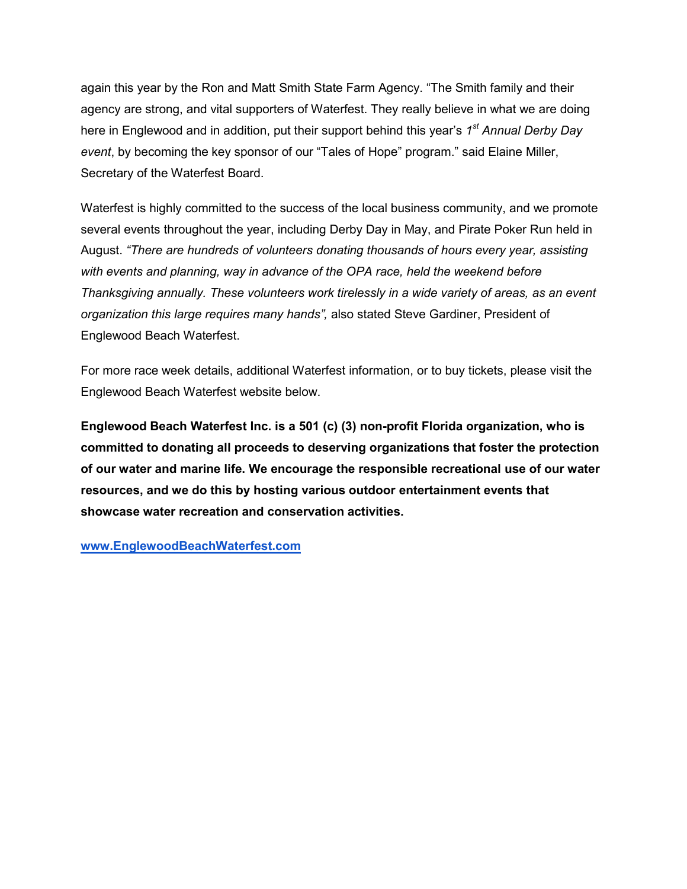again this year by the Ron and Matt Smith State Farm Agency. "The Smith family and their agency are strong, and vital supporters of Waterfest. They really believe in what we are doing here in Englewood and in addition, put their support behind this year's *1st Annual Derby Day event*, by becoming the key sponsor of our "Tales of Hope" program." said Elaine Miller, Secretary of the Waterfest Board.

Waterfest is highly committed to the success of the local business community, and we promote several events throughout the year, including Derby Day in May, and Pirate Poker Run held in August. *"There are hundreds of volunteers donating thousands of hours every year, assisting with events and planning, way in advance of the OPA race, held the weekend before Thanksgiving annually. These volunteers work tirelessly in a wide variety of areas, as an event organization this large requires many hands",* also stated Steve Gardiner, President of Englewood Beach Waterfest.

For more race week details, additional Waterfest information, or to buy tickets, please visit the Englewood Beach Waterfest website below.

**Englewood Beach Waterfest Inc. is a 501 (c) (3) non-profit Florida organization, who is committed to donating all proceeds to deserving organizations that foster the protection of our water and marine life. We encourage the responsible recreational use of our water resources, and we do this by hosting various outdoor entertainment events that showcase water recreation and conservation activities.**

[www.EnglewoodBeachWaterfest.com](http://www.EnglewoodBeachWaterfest.com)